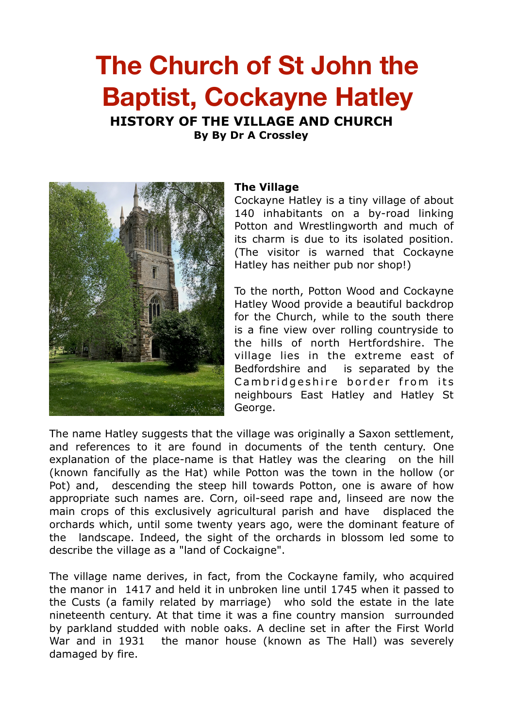# The Church of St John the Baptist, Cockayne Hatley

**HISTORY OF THE VILLAGE AND CHURCH**

**By By Dr A Crossley**

### The Village

Cockayne Hatley is a tiny village of about 140 inhabitants on a by-road linking Potton and Wrestlingworth and much of its charm is due to its isolated position. (The visitor is warned that Cockayne Hatley has neither pub nor shop!)

To the north, Potton Wood and Cockayne Hatley Wood provide a beautiful backdrop for the Church, while to the south there is a fine view over rolling countryside to the hills of north Hertfordshire. The village lies in the extreme east of Bedfordshire and is separated by the Cambridgeshire border from its neighbours East Hatley and Hatley St George.

The name Hatley suggests that the village was originally a Saxon settlement, and references to it are found in documents of the tenth century. One explanation of the place-name is that Hatley was the clearing on the hill (known fancifully as the Hat) while Potton was the town in the hollow (or Pot) and, descending the steep hill towards Potton, one is aware of how appropriate such names are. Corn, oil-seed rape and, linseed are now the main crops of this exclusively agricultural parish and have displaced the orchards which, until some twenty years ago, were the dominant feature of the landscape. Indeed, the sight of the orchards in blossom led some to describe the village as a "land of Cockaigne".

The village name derives, in fact, from the Cockayne family, who acquired the manor in 1417 and held it in unbroken line until 1745 when it passed to the Custs (a family related by marriage) who sold the estate in the late nineteenth century. At that time it was a fine country mansion surrounded by parkland studded with noble oaks. A decline set in after the First World War and in 1931 the manor house (known as The Hall) was severely damaged by fire.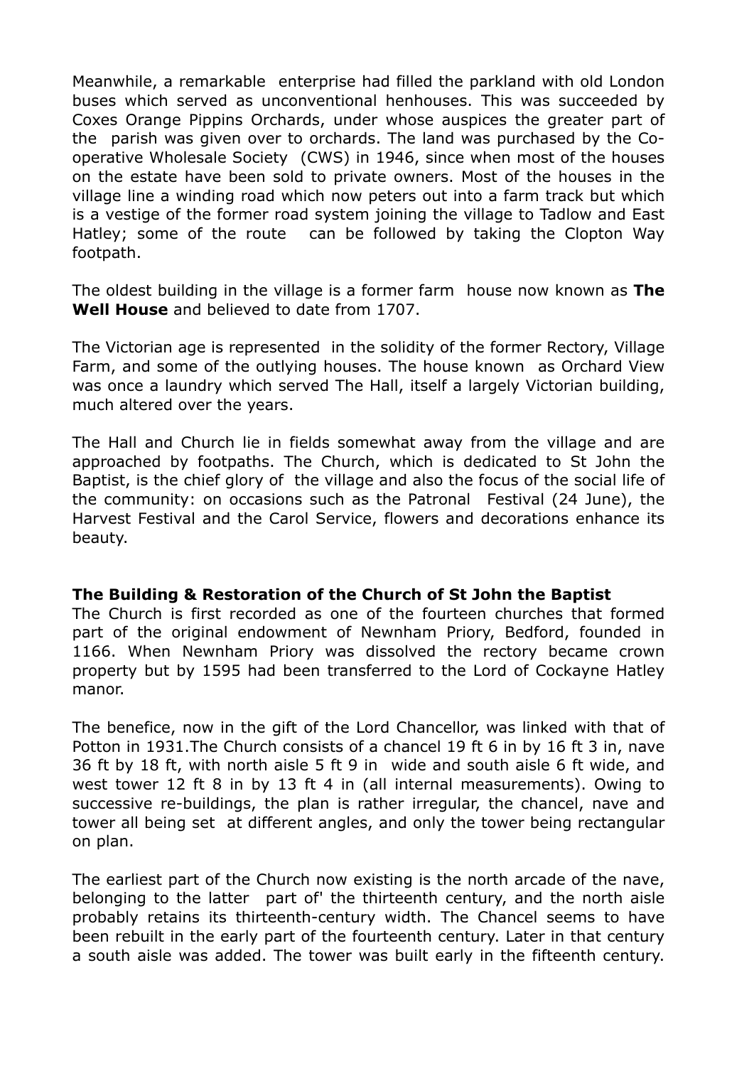Meanwhile, a remarkable enterprise had filled the parkland with old London buses which served as unconventional henhouses. This was succeeded by Coxes Orange Pippins Orchards, under whose auspices the greater part of the parish was given over to orchards. The land was purchased by the Co-operative Wholesale Society (CWS) in 1946, since when most of the houses on the estate have been sold to private owners. Most of the houses in the village line a winding road which now peters out into a farm track but which is a vestige of the former road system joining the village to Tadlow and East Hatley; some of the route can be followed by taking the Clopton Way footpath.

The oldest building in the village is a former farm house now known as **The Well House** and believed to date from 1707.

The Victorian age is represented in the solidity of the former Rectory, Village Farm, and some of the outlying houses. The house known as Orchard View was once a laundry which served The Hall, itself a largely Victorian building, much altered over the years.

The Hall and Church lie in fields somewhat away from the village and are approached by footpaths. The Church, which is dedicated to St John the Baptist, is the chief glory of the village and also the focus of the social life of the community: on occasions such as the Patronal Festival (24 June), the Harvest Festival and the Carol Service, flowers and decorations enhance its beauty.

### The Building & Restoration of the Church of St John the Baptist

The Church is first recorded as one of the fourteen churches that formed part of the original endowment of Newnham Priory, Bedford, founded in 1166. When Newnham Priory was dissolved the rectory became crown property but by 1595 had been transferred to the Lord of Cockayne Hatley manor.

The benefice, now in the gift of the Lord Chancellor, was linked with that of Potton in 1931.The Church consists of a chancel 19 ft 6 in by 16 ft 3 in, nave 36 ft by 18 ft, with north aisle 5 ft 9 in wide and south aisle 6 ft wide, and west tower 12 ft 8 in by 13 ft 4 in (all internal measurements). Owing to successive re-buildings, the plan is rather irregular, the chancel, nave and tower all being set at different angles, and only the tower being rectangular on plan.

The earliest part of the Church now existing is the north arcade of the nave, belonging to the latter part of' the thirteenth century, and the north aisle probably retains its thirteenth-century width. The Chancel seems to have been rebuilt in the early part of the fourteenth century. Later in that century a south aisle was added. The tower was built early in the fifteenth century.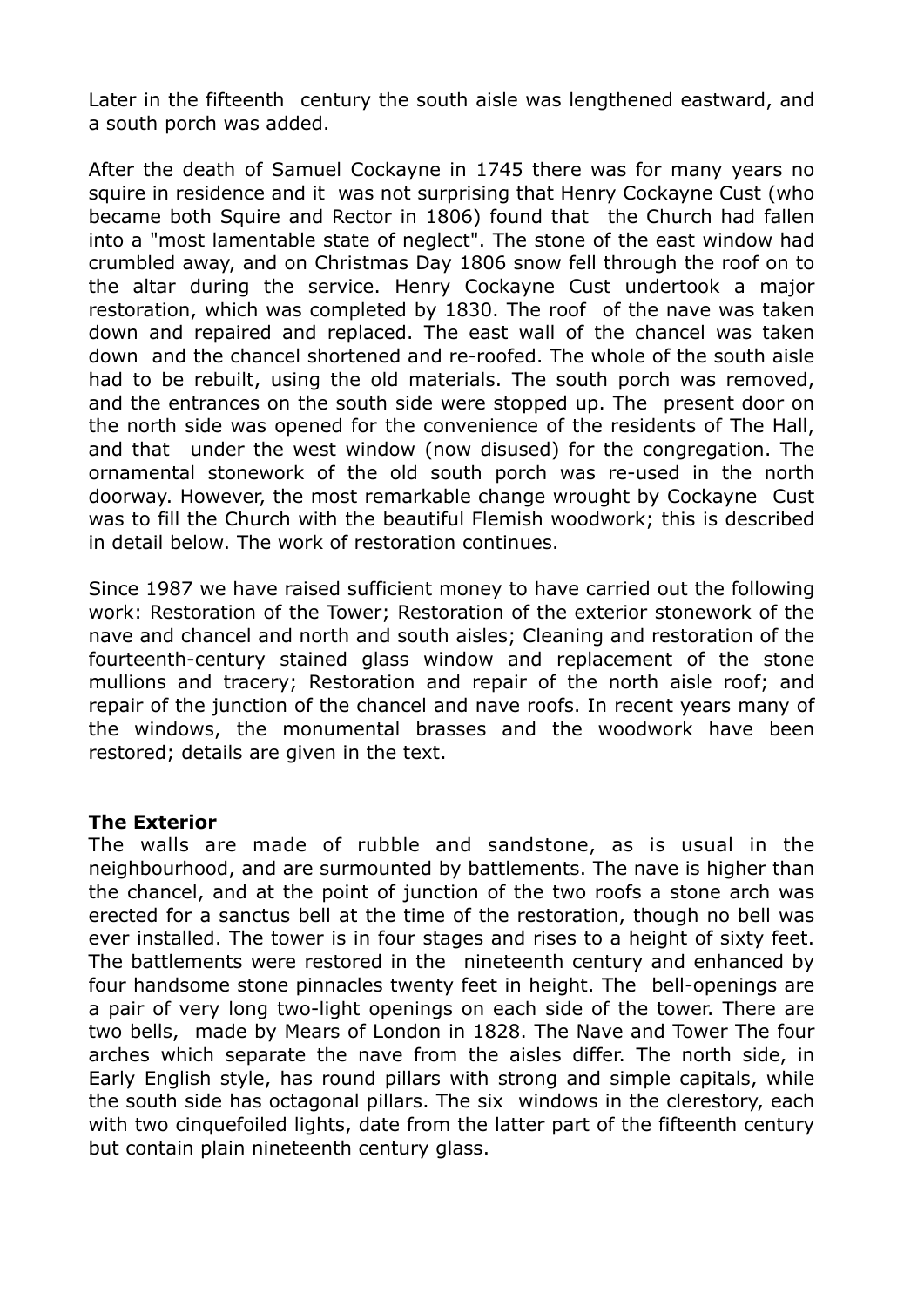Later in the fifteenth century the south aisle was lengthened eastward, and a south porch was added.

After the death of Samuel Cockayne in 1745 there was for many years no squire in residence and it was not surprising that Henry Cockayne Cust (who became both Squire and Rector in 1806) found that the Church had fallen into a "most lamentable state of neglect". The stone of the east window had crumbled away, and on Christmas Day 1806 snow fell through the roof on to the altar during the service. Henry Cockayne Cust undertook a major restoration, which was completed by 1830. The roof of the nave was taken down and repaired and replaced. The east wall of the chancel was taken down and the chancel shortened and re-roofed. The whole of the south aisle had to be rebuilt, using the old materials. The south porch was removed, and the entrances on the south side were stopped up. The present door on the north side was opened for the convenience of the residents of The Hall, and that under the west window (now disused) for the congregation. The ornamental stonework of the old south porch was re-used in the north doorway. However, the most remarkable change wrought by Cockayne Cust was to fill the Church with the beautiful Flemish woodwork; this is described in detail below. The work of restoration continues.

Since 1987 we have raised sufficient money to have carried out the following work: Restoration of the Tower; Restoration of the exterior stonework of the nave and chancel and north and south aisles; Cleaning and restoration of the fourteenth-century stained glass window and replacement of the stone mullions and tracery; Restoration and repair of the north aisle roof; and repair of the junction of the chancel and nave roofs. In recent years many of the windows, the monumental brasses and the woodwork have been restored; details are given in the text.

**The Exterior**

The walls are made of rubble and sandstone, as is usual in the neighbourhood, and are surmounted by battlements. The nave is higher than the chancel, and at the point of junction of the two roofs a stone arch was erected for a sanctus bell at the time of the restoration, though no bell was ever installed. The tower is in four stages and rises to a height of sixty feet. The battlements were restored in the nineteenth century and enhanced by four handsome stone pinnacles twenty feet in height. The bell-openings are a pair of very long two-light openings on each side of the tower. There are two bells, made by Mears of London in 1828. The Nave and Tower The four arches which separate the nave from the aisles differ. The north side, in Early English style, has round pillars with strong and simple capitals, while the south side has octagonal pillars. The six windows in the clerestory, each with two cinquefoiled lights, date from the latter part of the fifteenth century but contain plain nineteenth century glass.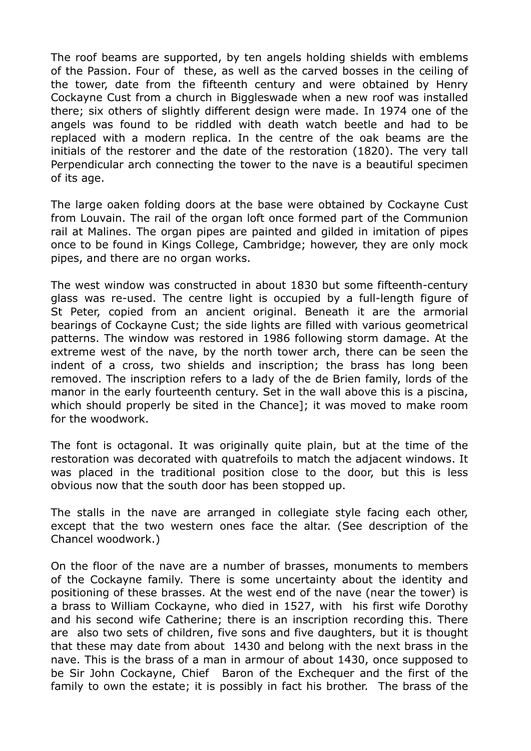The roof beams are supported, by ten angels holding shields with emblems of the Passion. Four of these, as well as the carved bosses in the ceiling of the tower, date from the fifteenth century and were obtained by Henry Cockayne Cust from a church in Biggleswade when a new roof was installed there; six others of slightly different design were made. In 1974 one of the angels was found to be riddled with death watch beetle and had to be replaced with a modern replica. In the centre of the oak beams are the initials of the restorer and the date of the restoration (1820). The very tall Perpendicular arch connecting the tower to the nave is a beautiful specimen of its age.

The large oaken folding doors at the base were obtained by Cockayne Cust from Louvain. The rail of the organ loft once formed part of the Communion rail at Malines. The organ pipes are painted and gilded in imitation of pipes once to be found in Kings College, Cambridge; however, they are only mock pipes, and there are no organ works.

The west window was constructed in about 1830 but some fifteenth-century glass was re-used. The centre light is occupied by a full-length figure of St Peter, copied from an ancient original. Beneath it are the armorial bearings of Cockayne Cust; the side lights are filled with various geometrical patterns. The window was restored in 1986 following storm damage. At the extreme west of the nave, by the north tower arch, there can be seen the indent of a cross, two shields and inscription; the brass has long been removed. The inscription refers to a lady of the de Brien family, lords of the manor in the early fourteenth century. Set in the wall above this is a piscina, which should properly be sited in the Chance]; it was moved to make room for the woodwork.

The font is octagonal. It was originally quite plain, but at the time of the restoration was decorated with quatrefoils to match the adjacent windows. It was placed in the traditional position close to the door, but this is less obvious now that the south door has been stopped up.

The stalls in the nave are arranged in collegiate style facing each other, except that the two western ones face the altar. (See description of the Chancel woodwork.)

On the floor of the nave are a number of brasses, monuments to members of the Cockayne family. There is some uncertainty about the identity and positioning of these brasses. At the west end of the nave (near the tower) is a brass to William Cockayne, who died in 1527, with his first wife Dorothy and his second wife Catherine; there is an inscription recording this. There are also two sets of children, five sons and five daughters, but it is thought that these may date from about 1430 and belong with the next brass in the nave. This is the brass of a man in armour of about 1430, once supposed to be Sir John Cockayne, Chief Baron of the Exchequer and the first of the family to own the estate; it is possibly in fact his brother. The brass of the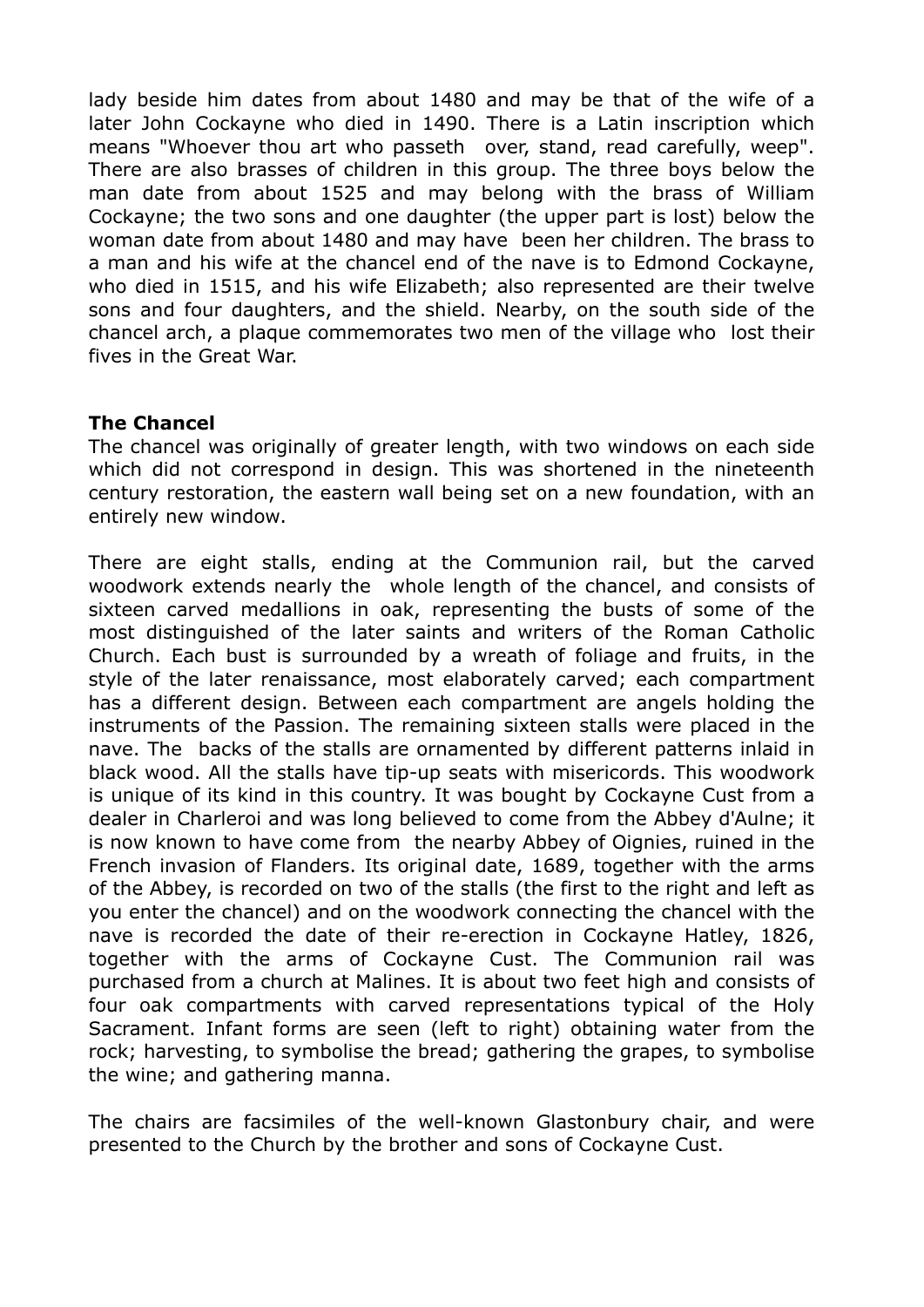lady beside him dates from about 1480 and may be that of the wife of a later John Cockayne who died in 1490. There is a Latin inscription which means "Whoever thou art who passeth over, stand, read carefully, weep". There are also brasses of children in this group. The three boys below the man date from about 1525 and may belong with the brass of William Cockayne; the two sons and one daughter (the upper part is lost) below the woman date from about 1480 and may have been her children. The brass to a man and his wife at the chancel end of the nave is to Edmond Cockayne, who died in 1515, and his wife Elizabeth; also represented are their twelve sons and four daughters, and the shield. Nearby, on the south side of the chancel arch, a plaque commemorates two men of the village who lost their fives in the Great War.

**The Chancel**

The chancel was originally of greater length, with two windows on each side which did not correspond in design. This was shortened in the nineteenth century restoration, the eastern wall being set on a new foundation, with an entirely new window.

There are eight stalls, ending at the Communion rail, but the carved woodwork extends nearly the whole length of the chancel, and consists of sixteen carved medallions in oak, representing the busts of some of the most distinguished of the later saints and writers of the Roman Catholic Church. Each bust is surrounded by a wreath of foliage and fruits, in the style of the later renaissance, most elaborately carved; each compartment has a different design. Between each compartment are angels holding the instruments of the Passion. The remaining sixteen stalls were placed in the nave. The backs of the stalls are ornamented by different patterns inlaid in black wood. All the stalls have tip-up seats with misericords. This woodwork is unique of its kind in this country. It was bought by Cockayne Cust from a dealer in Charleroi and was long believed to come from the Abbey d'Aulne; it is now known to have come from the nearby Abbey of Oignies, ruined in the French invasion of Flanders. Its original date, 1689, together with the arms of the Abbey, is recorded on two of the stalls (the first to the right and left as you enter the chancel) and on the woodwork connecting the chancel with the nave is recorded the date of their re-erection in Cockayne Hatley, 1826, together with the arms of Cockayne Cust. The Communion rail was purchased from a church at Malines. It is about two feet high and consists of four oak compartments with carved representations typical of the Holy Sacrament. Infant forms are seen (left to right) obtaining water from the rock; harvesting, to symbolise the bread; gathering the grapes, to symbolise the wine; and gathering manna.

The chairs are facsimiles of the well-known Glastonbury chair, and were presented to the Church by the brother and sons of Cockayne Cust.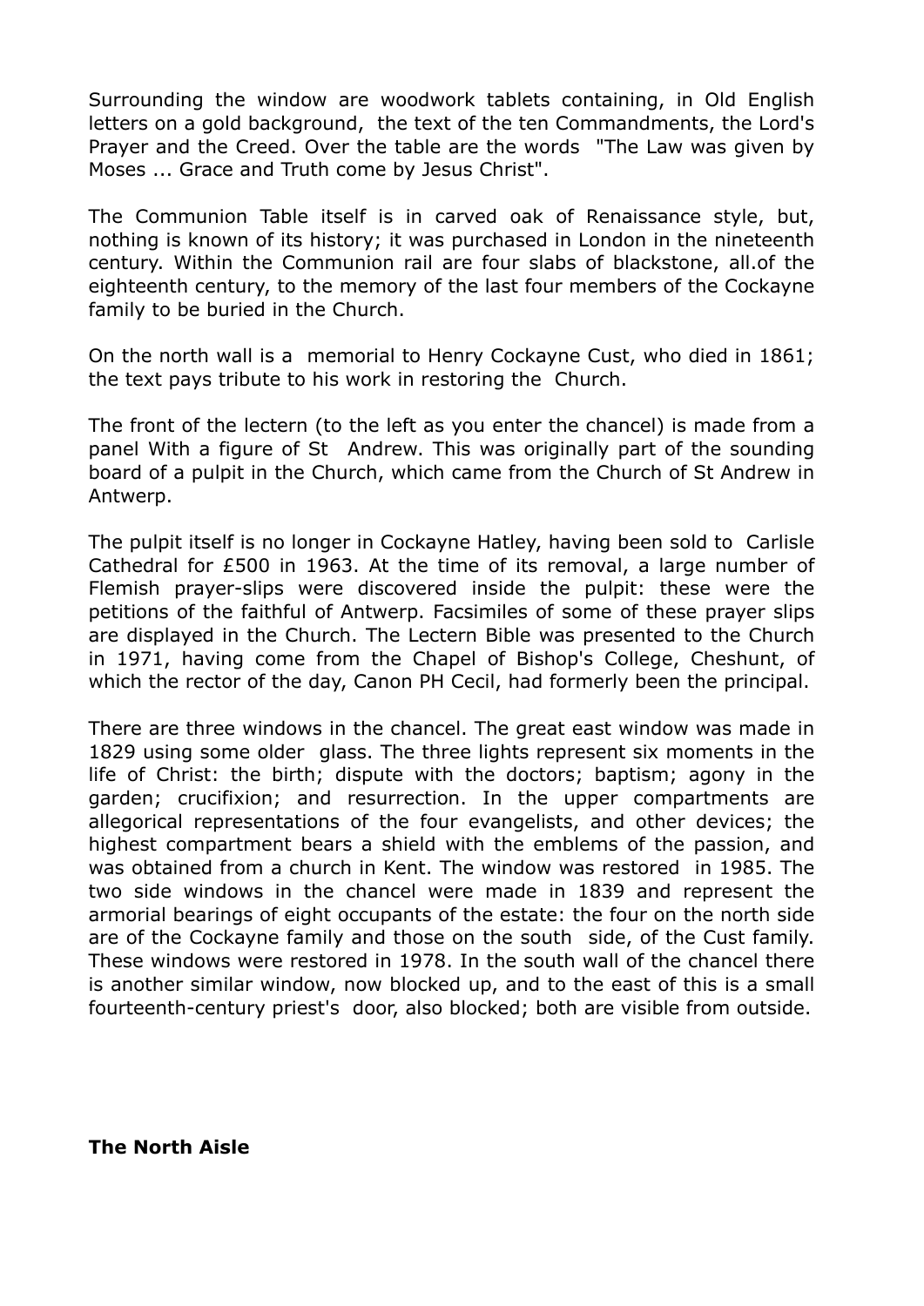Surrounding the window are woodwork tablets containing, in Old English letters on a gold background, the text of the ten Commandments, the Lord's Prayer and the Creed. Over the table are the words "The Law was given by Moses ... Grace and Truth come by Jesus Christ".

The Communion Table itself is in carved oak of Renaissance style, but, nothing is known of its history; it was purchased in London in the nineteenth century. Within the Communion rail are four slabs of blackstone, all.of the eighteenth century, to the memory of the last four members of the Cockayne family to be buried in the Church.

On the north wall is a memorial to Henry Cockayne Cust, who died in 1861; the text pays tribute to his work in restoring the Church.

The front of the lectern (to the left as you enter the chancel) is made from a panel With a figure of St Andrew. This was originally part of the sounding board of a pulpit in the Church, which came from the Church of St Andrew in Antwerp.

The pulpit itself is no longer in Cockayne Hatley, having been sold to Carlisle Cathedral for £500 in 1963. At the time of its removal, a large number of Flemish prayer-slips were discovered inside the pulpit: these were the petitions of the faithful of Antwerp. Facsimiles of some of these prayer slips are displayed in the Church. The Lectern Bible was presented to the Church in 1971, having come from the Chapel of Bishop's College, Cheshunt, of which the rector of the day, Canon PH Cecil, had formerly been the principal.

There are three windows in the chancel. The great east window was made in 1829 using some older glass. The three lights represent six moments in the life of Christ: the birth; dispute with the doctors; baptism; agony in the garden; crucifixion; and resurrection. In the upper compartments are allegorical representations of the four evangelists, and other devices; the highest compartment bears a shield with the emblems of the passion, and was obtained from a church in Kent. The window was restored in 1985. The two side windows in the chancel were made in 1839 and represent the armorial bearings of eight occupants of the estate: the four on the north side are of the Cockayne family and those on the south side, of the Cust family. These windows were restored in 1978. In the south wall of the chancel there is another similar window, now blocked up, and to the east of this is a small fourteenth-century priest's door, also blocked; both are visible from outside.

**The North Aisle**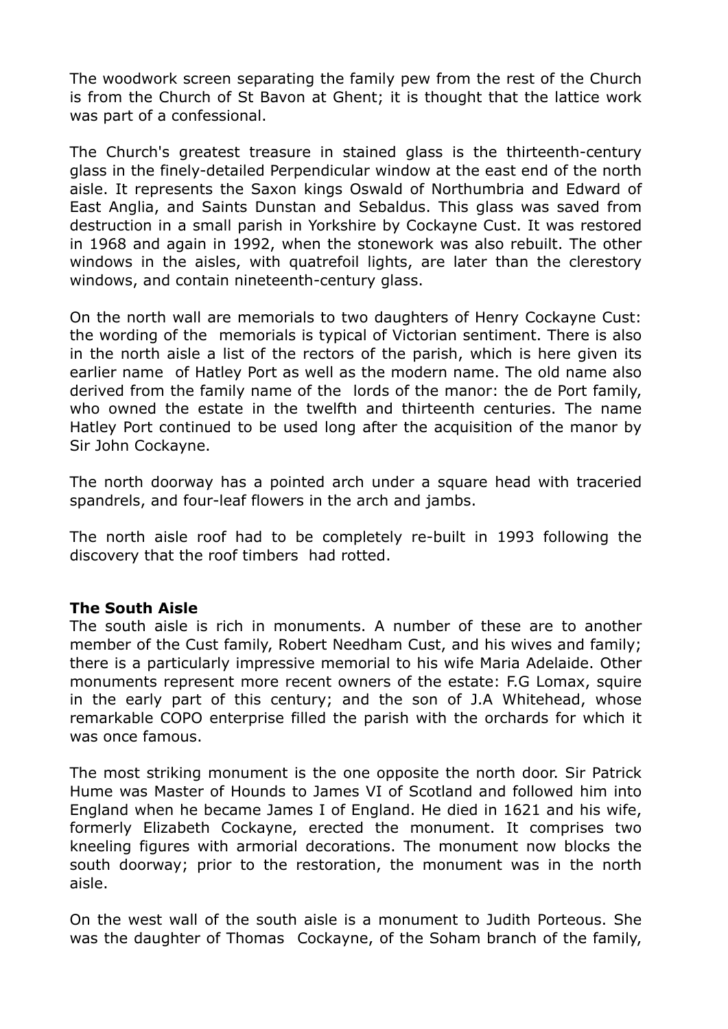The woodwork screen separating the family pew from the rest of the Church is from the Church of St Bavon at Ghent; it is thought that the lattice work was part of a confessional.

The Church's greatest treasure in stained glass is the thirteenth-century glass in the finely-detailed Perpendicular window at the east end of the north aisle. It represents the Saxon kings Oswald of Northumbria and Edward of East Anglia, and Saints Dunstan and Sebaldus. This glass was saved from destruction in a small parish in Yorkshire by Cockayne Cust. It was restored in 1968 and again in 1992, when the stonework was also rebuilt. The other windows in the aisles, with quatrefoil lights, are later than the clerestory windows, and contain nineteenth-century glass.

On the north wall are memorials to two daughters of Henry Cockayne Cust: the wording of the memorials is typical of Victorian sentiment. There is also in the north aisle a list of the rectors of the parish, which is here given its earlier name of Hatley Port as well as the modern name. The old name also derived from the family name of the lords of the manor: the de Port family, who owned the estate in the twelfth and thirteenth centuries. The name Hatley Port continued to be used long after the acquisition of the manor by Sir John Cockayne.

The north doorway has a pointed arch under a square head with traceried spandrels, and four-leaf flowers in the arch and jambs.

The north aisle roof had to be completely re-built in 1993 following the discovery that the roof timbers had rotted.

**The South Aisle**

The south aisle is rich in monuments. A number of these are to another member of the Cust family, Robert Needham Cust, and his wives and family; there is a particularly impressive memorial to his wife Maria Adelaide. Other monuments represent more recent owners of the estate: F.G Lomax, squire in the early part of this century; and the son of J.A Whitehead, whose remarkable COPO enterprise filled the parish with the orchards for which it was once famous.

The most striking monument is the one opposite the north door. Sir Patrick Hume was Master of Hounds to James VI of Scotland and followed him into England when he became James I of England. He died in 1621 and his wife, formerly Elizabeth Cockayne, erected the monument. It comprises two kneeling figures with armorial decorations. The monument now blocks the south doorway; prior to the restoration, the monument was in the north aisle.

On the west wall of the south aisle is a monument to Judith Porteous. She was the daughter of Thomas Cockayne, of the Soham branch of the family,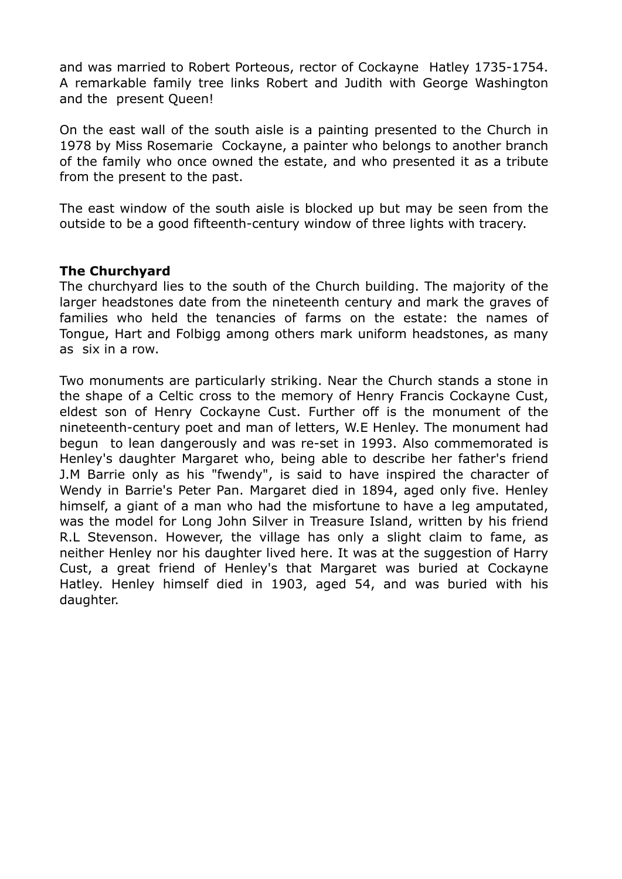and was married to Robert Porteous, rector of Cockayne Hatley 1735-1754. A remarkable family tree links Robert and Judith with George Washington and the present Queen!

On the east wall of the south aisle is a painting presented to the Church in 1978 by Miss Rosemarie Cockayne, a painter who belongs to another branch of the family who once owned the estate, and who presented it as a tribute from the present to the past.

The east window of the south aisle is blocked up but may be seen from the outside to be a good fifteenth-century window of three lights with tracery.

**The Churchyard**

The churchyard lies to the south of the Church building. The majority of the larger headstones date from the nineteenth century and mark the graves of families who held the tenancies of farms on the estate: the names of Tongue, Hart and Folbigg among others mark uniform headstones, as many as six in a row.

Two monuments are particularly striking. Near the Church stands a stone in the shape of a Celtic cross to the memory of Henry Francis Cockayne Cust, eldest son of Henry Cockayne Cust. Further off is the monument of the nineteenth-century poet and man of letters, W.E Henley. The monument had begun to lean dangerously and was re-set in 1993. Also commemorated is Henley's daughter Margaret who, being able to describe her father's friend J.M Barrie only as his "fwendy", is said to have inspired the character of Wendy in Barrie's Peter Pan. Margaret died in 1894, aged only five. Henley himself, a giant of a man who had the misfortune to have a leg amputated, was the model for Long John Silver in Treasure Island, written by his friend R.L Stevenson. However, the village has only a slight claim to fame, as neither Henley nor his daughter lived here. It was at the suggestion of Harry Cust, a great friend of Henley's that Margaret was buried at Cockayne Hatley. Henley himself died in 1903, aged 54, and was buried with his daughter.